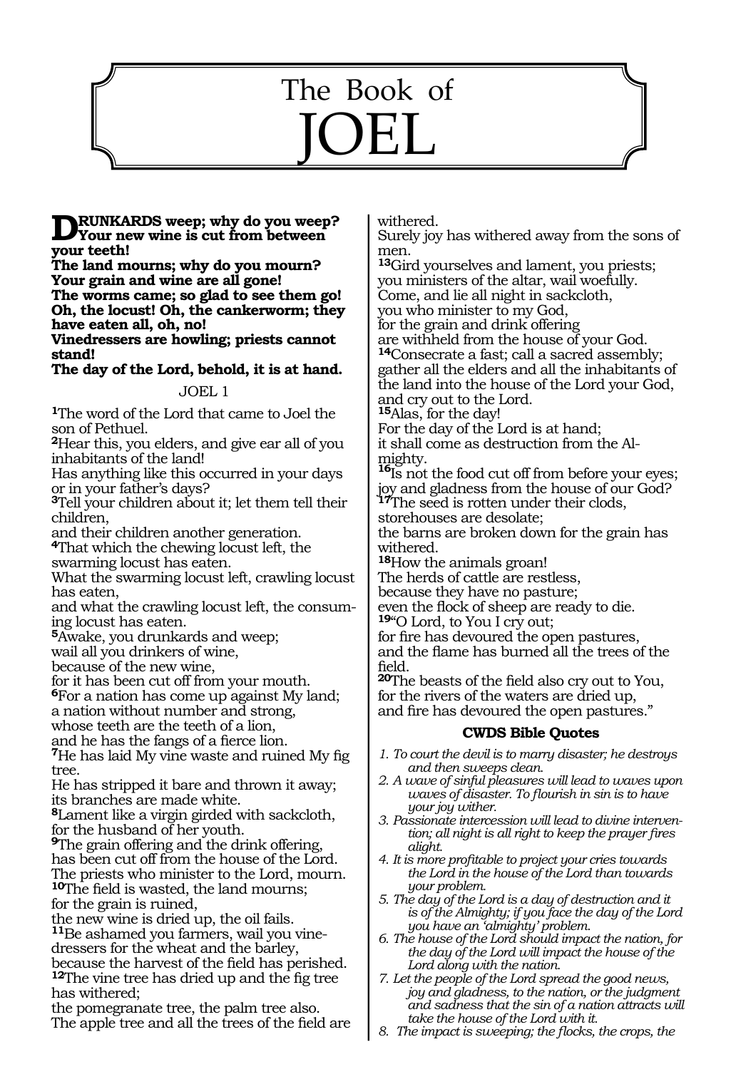# The Book of JOEL

**DRUNKARDS weep; why do you weep?**
**Your new wine is cut from between your teeth!**
**The land mourns; why do you mourn?**
**Your grain and wine are all gone!**
**The worms came; so glad to see them go!**
**Oh, the locust! Oh, the cankerworm; they have eaten all, oh, no!**
**Vinedressers are howling; priests cannot stand!**
**The day of the Lord, behold, it is at hand.**

## JOEL 1

**1**The word of the Lord that came to Joel the son of Pethuel.
**2**Hear this, you elders, and give ear all of you inhabitants of the land!
Has anything like this occurred in your days or in your father's days?
**3**Tell your children about it; let them tell their children,
and their children another generation.
**4**That which the chewing locust left, the swarming locust has eaten.
What the swarming locust left, crawling locust has eaten,
and what the crawling locust left, the consuming locust has eaten.
**5**Awake, you drunkards and weep;
wail all you drinkers of wine,
because of the new wine,
for it has been cut off from your mouth.
**6**For a nation has come up against My land;
a nation without number and strong,
whose teeth are the teeth of a lion,
and he has the fangs of a fierce lion.
**7**He has laid My vine waste and ruined My fig tree.
He has stripped it bare and thrown it away;
its branches are made white.
**8**Lament like a virgin girded with sackcloth,
for the husband of her youth.
**9**The grain offering and the drink offering,
has been cut off from the house of the Lord.
The priests who minister to the Lord, mourn.
**10**The field is wasted, the land mourns;
for the grain is ruined,
the new wine is dried up, the oil fails.
**11**Be ashamed you farmers, wail you vinedressers for the wheat and the barley,
because the harvest of the field has perished.
**12**The vine tree has dried up and the fig tree has withered;
the pomegranate tree, the palm tree also.
The apple tree and all the trees of the field are withered.
Surely joy has withered away from the sons of men.
**13**Gird yourselves and lament, you priests;
you ministers of the altar, wail woefully.
Come, and lie all night in sackcloth,
you who minister to my God,
for the grain and drink offering
are withheld from the house of your God.
**14**Consecrate a fast; call a sacred assembly;
gather all the elders and all the inhabitants of the land into the house of the Lord your God,
and cry out to the Lord.
**15**Alas, for the day!
For the day of the Lord is at hand;
it shall come as destruction from the Almighty.
**16**Is not the food cut off from before your eyes;
joy and gladness from the house of our God?
**17**The seed is rotten under their clods,
storehouses are desolate;
the barns are broken down for the grain has withered.
**18**How the animals groan!
The herds of cattle are restless,
because they have no pasture;
even the flock of sheep are ready to die.
**19**"O Lord, to You I cry out;
for fire has devoured the open pastures,
and the flame has burned all the trees of the field.
**20**The beasts of the field also cry out to You,
for the rivers of the waters are dried up,
and fire has devoured the open pastures."

### CWDS Bible Quotes

1. *To court the devil is to marry disaster; he destroys and then sweeps clean.*
2. *A wave of sinful pleasures will lead to waves upon waves of disaster. To flourish in sin is to have your joy wither.*
3. *Passionate intercession will lead to divine intervention; all night is all right to keep the prayer fires alight.*
4. *It is more profitable to project your cries towards the Lord in the house of the Lord than towards your problem.*
5. *The day of the Lord is a day of destruction and it is of the Almighty; if you face the day of the Lord you have an 'almighty' problem.*
6. *The house of the Lord should impact the nation, for the day of the Lord will impact the house of the Lord along with the nation.*
7. *Let the people of the Lord spread the good news, joy and gladness, to the nation, or the judgment and sadness that the sin of a nation attracts will take the house of the Lord with it.*
8. *The impact is sweeping; the flocks, the crops, the*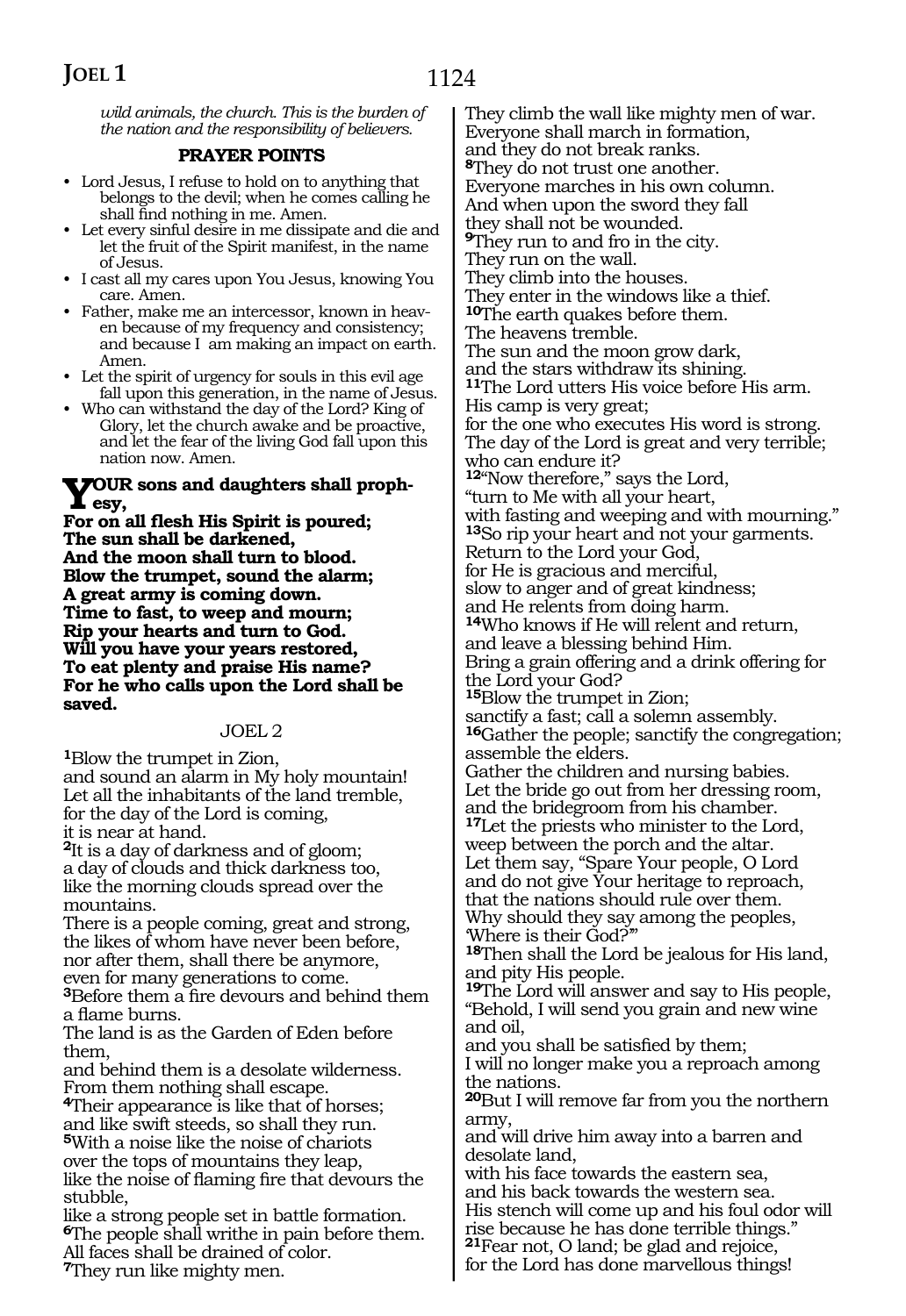*wild animals, the church. This is the burden of the nation and the responsibility of believers.*

**PRAYER POINTS**

- Lord Jesus, I refuse to hold on to anything that belongs to the devil; when he comes calling he shall find nothing in me. Amen.
- Let every sinful desire in me dissipate and die and let the fruit of the Spirit manifest, in the name of Jesus.
- I cast all my cares upon You Jesus, knowing You care. Amen.
- Father, make me an intercessor, known in heaven because of my frequency and consistency; and because I am making an impact on earth. Amen.
- Let the spirit of urgency for souls in this evil age fall upon this generation, in the name of Jesus.
- Who can withstand the day of the Lord? King of Glory, let the church awake and be proactive, and let the fear of the living God fall upon this nation now. Amen.

**YOUR sons and daughters shall prophesy,**
**For on all flesh His Spirit is poured;**
**The sun shall be darkened,**
**And the moon shall turn to blood.**
**Blow the trumpet, sound the alarm;**
**A great army is coming down.**
**Time to fast, to weep and mourn;**
**Rip your hearts and turn to God.**
**Will you have your years restored,**
**To eat plenty and praise His name?**
**For he who calls upon the Lord shall be saved.**

## JOEL 2

**1**Blow the trumpet in Zion,
and sound an alarm in My holy mountain!
Let all the inhabitants of the land tremble,
for the day of the Lord is coming,
it is near at hand.
**2**It is a day of darkness and of gloom;
a day of clouds and thick darkness too,
like the morning clouds spread over the mountains.
There is a people coming, great and strong,
the likes of whom have never been before,
nor after them, shall there be anymore,
even for many generations to come.
**3**Before them a fire devours and behind them a flame burns.
The land is as the Garden of Eden before them,
and behind them is a desolate wilderness.
From them nothing shall escape.
**4**Their appearance is like that of horses;
and like swift steeds, so shall they run.
**5**With a noise like the noise of chariots
over the tops of mountains they leap,
like the noise of flaming fire that devours the stubble,
like a strong people set in battle formation.
**6**The people shall writhe in pain before them.
All faces shall be drained of color.
**7**They run like mighty men.
They climb the wall like mighty men of war.
Everyone shall march in formation,
and they do not break ranks.
**8**They do not trust one another.
Everyone marches in his own column.
And when upon the sword they fall
they shall not be wounded.
**9**They run to and fro in the city.
They run on the wall.
They climb into the houses.
They enter in the windows like a thief.
**10**The earth quakes before them.
The heavens tremble.
The sun and the moon grow dark,
and the stars withdraw its shining.
**11**The Lord utters His voice before His arm.
His camp is very great;
for the one who executes His word is strong.
The day of the Lord is great and very terrible;
who can endure it?
**12**"Now therefore," says the Lord,
"turn to Me with all your heart,
with fasting and weeping and with mourning."
**13**So rip your heart and not your garments.
Return to the Lord your God,
for He is gracious and merciful,
slow to anger and of great kindness;
and He relents from doing harm.
**14**Who knows if He will relent and return,
and leave a blessing behind Him.
Bring a grain offering and a drink offering for the Lord your God?
**15**Blow the trumpet in Zion;
sanctify a fast; call a solemn assembly.
**16**Gather the people; sanctify the congregation;
assemble the elders.
Gather the children and nursing babies.
Let the bride go out from her dressing room,
and the bridegroom from his chamber.
**17**Let the priests who minister to the Lord,
weep between the porch and the altar.
Let them say, "Spare Your people, O Lord
and do not give Your heritage to reproach,
that the nations should rule over them.
Why should they say among the peoples,
'Where is their God?'"
**18**Then shall the Lord be jealous for His land,
and pity His people.
**19**The Lord will answer and say to His people,
"Behold, I will send you grain and new wine and oil,
and you shall be satisfied by them;
I will no longer make you a reproach among the nations.
**20**But I will remove far from you the northern army,
and will drive him away into a barren and desolate land,
with his face towards the eastern sea,
and his back towards the western sea.
His stench will come up and his foul odor will rise because he has done terrible things."
**21**Fear not, O land; be glad and rejoice,
for the Lord has done marvellous things!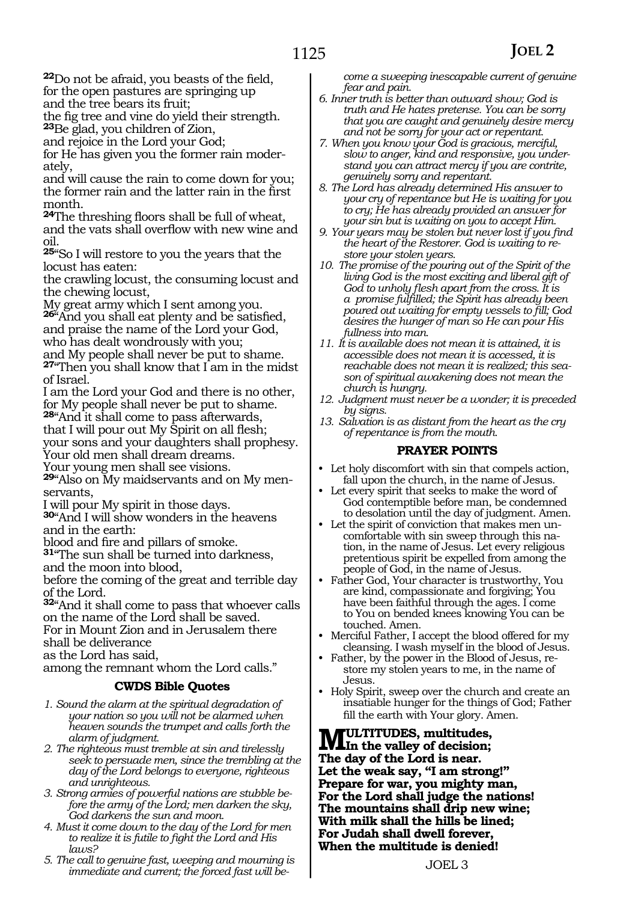**22**Do not be afraid, you beasts of the field,
for the open pastures are springing up
and the tree bears its fruit;
the fig tree and vine do yield their strength.
**23**Be glad, you children of Zion,
and rejoice in the Lord your God;
for He has given you the former rain moderately,
and will cause the rain to come down for you;
the former rain and the latter rain in the first month.
**24**The threshing floors shall be full of wheat,
and the vats shall overflow with new wine and oil.
**25**"So I will restore to you the years that the locust has eaten:
the crawling locust, the consuming locust and the chewing locust,
My great army which I sent among you.
**26**"And you shall eat plenty and be satisfied,
and praise the name of the Lord your God,
who has dealt wondrously with you;
and My people shall never be put to shame.
**27**"Then you shall know that I am in the midst of Israel.
I am the Lord your God and there is no other,
for My people shall never be put to shame.
**28**"And it shall come to pass afterwards,
that I will pour out My Spirit on all flesh;
your sons and your daughters shall prophesy.
Your old men shall dream dreams.
Your young men shall see visions.
**29**"Also on My maidservants and on My menservants,
I will pour My spirit in those days.
**30**"And I will show wonders in the heavens
and in the earth:
blood and fire and pillars of smoke.
**31**"The sun shall be turned into darkness,
and the moon into blood,
before the coming of the great and terrible day of the Lord.
**32**"And it shall come to pass that whoever calls on the name of the Lord shall be saved.
For in Mount Zion and in Jerusalem there shall be deliverance
as the Lord has said,
among the remnant whom the Lord calls."

### CWDS Bible Quotes

1. *Sound the alarm at the spiritual degradation of your nation so you will not be alarmed when heaven sounds the trumpet and calls forth the alarm of judgment.*
2. *The righteous must tremble at sin and tirelessly seek to persuade men, since the trembling at the day of the Lord belongs to everyone, righteous and unrighteous.*
3. *Strong armies of powerful nations are stubble before the army of the Lord; men darken the sky, God darkens the sun and moon.*
4. *Must it come down to the day of the Lord for men to realize it is futile to fight the Lord and His laws?*
5. *The call to genuine fast, weeping and mourning is immediate and current; the forced fast will become a sweeping inescapable current of genuine fear and pain.*
6. *Inner truth is better than outward show; God is truth and He hates pretense. You can be sorry that you are caught and genuinely desire mercy and not be sorry for your act or repentant.*
7. *When you know your God is gracious, merciful, slow to anger, kind and responsive, you understand you can attract mercy if you are contrite, genuinely sorry and repentant.*
8. *The Lord has already determined His answer to your cry of repentance but He is waiting for you to cry; He has already provided an answer for your sin but is waiting on you to accept Him.*
9. *Your years may be stolen but never lost if you find the heart of the Restorer. God is waiting to restore your stolen years.*
10. *The promise of the pouring out of the Spirit of the living God is the most exciting and liberal gift of God to unholy flesh apart from the cross. It is a promise fulfilled; the Spirit has already been poured out waiting for empty vessels to fill; God desires the hunger of man so He can pour His fullness into man.*
11. *It is available does not mean it is attained, it is accessible does not mean it is accessed, it is reachable does not mean it is realized; this season of spiritual awakening does not mean the church is hungry.*
12. *Judgment must never be a wonder; it is preceded by signs.*
13. *Salvation is as distant from the heart as the cry of repentance is from the mouth.*

### PRAYER POINTS

- Let holy discomfort with sin that compels action, fall upon the church, in the name of Jesus.
- Let every spirit that seeks to make the word of God contemptible before man, be condemned to desolation until the day of judgment. Amen.
- Let the spirit of conviction that makes men uncomfortable with sin sweep through this nation, in the name of Jesus. Let every religious pretentious spirit be expelled from among the people of God, in the name of Jesus.
- Father God, Your character is trustworthy, You are kind, compassionate and forgiving; You have been faithful through the ages. I come to You on bended knees knowing You can be touched. Amen.
- Merciful Father, I accept the blood offered for my cleansing. I wash myself in the blood of Jesus.
- Father, by the power in the Blood of Jesus, restore my stolen years to me, in the name of Jesus.
- Holy Spirit, sweep over the church and create an insatiable hunger for the things of God; Father fill the earth with Your glory. Amen.

**MULTITUDES, multitudes,
In the valley of decision;
The day of the Lord is near.
Let the weak say, "I am strong!"
Prepare for war, you mighty man,
For the Lord shall judge the nations!
The mountains shall drip new wine;
With milk shall the hills be lined;
For Judah shall dwell forever,
When the multitude is denied!**

JOEL 3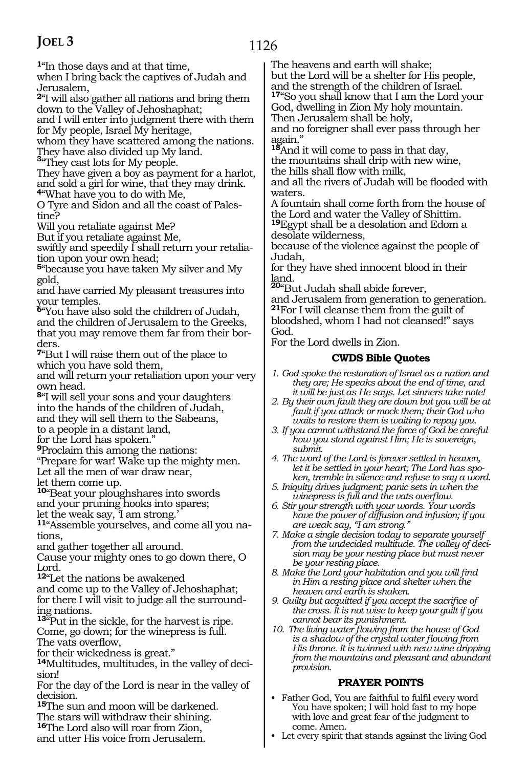[1]"In those days and at that time,
when I bring back the captives of Judah and Jerusalem,
[2]"I will also gather all nations and bring them down to the Valley of Jehoshaphat;
and I will enter into judgment there with them for My people, Israel My heritage,
whom they have scattered among the nations.
They have also divided up My land.
[3]"They cast lots for My people.
They have given a boy as payment for a harlot,
and sold a girl for wine, that they may drink.
[4]"What have you to do with Me,
O Tyre and Sidon and all the coast of Palestine?
Will you retaliate against Me?
But if you retaliate against Me,
swiftly and speedily I shall return your retaliation upon your own head;
[5]"because you have taken My silver and My gold,
and have carried My pleasant treasures into your temples.
[6]"You have also sold the children of Judah,
and the children of Jerusalem to the Greeks,
that you may remove them far from their borders.
[7]"But I will raise them out of the place to which you have sold them,
and will return your retaliation upon your very own head.
[8]"I will sell your sons and your daughters
into the hands of the children of Judah,
and they will sell them to the Sabeans,
to a people in a distant land,
for the Lord has spoken."
[9]Proclaim this among the nations:
"Prepare for war! Wake up the mighty men.
Let all the men of war draw near,
let them come up.
[10]"Beat your ploughshares into swords
and your pruning hooks into spares;
let the weak say, 'I am strong.'
[11]"Assemble yourselves, and come all you nations,
and gather together all around.
Cause your mighty ones to go down there, O Lord.
[12]"Let the nations be awakened
and come up to the Valley of Jehoshaphat;
for there I will visit to judge all the surrounding nations.
[13]"Put in the sickle, for the harvest is ripe.
Come, go down; for the winepress is full.
The vats overflow,
for their wickedness is great."
[14]Multitudes, multitudes, in the valley of decision!
For the day of the Lord is near in the valley of decision.
[15]The sun and moon will be darkened.
The stars will withdraw their shining.
[16]The Lord also will roar from Zion,
and utter His voice from Jerusalem.
The heavens and earth will shake;
but the Lord will be a shelter for His people,
and the strength of the children of Israel.
[17]"So you shall know that I am the Lord your God, dwelling in Zion My holy mountain.
Then Jerusalem shall be holy,
and no foreigner shall ever pass through her again."
[18]And it will come to pass in that day,
the mountains shall drip with new wine,
the hills shall flow with milk,
and all the rivers of Judah will be flooded with waters.
A fountain shall come forth from the house of the Lord and water the Valley of Shittim.
[19]Egypt shall be a desolation and Edom a desolate wilderness,
because of the violence against the people of Judah,
for they have shed innocent blood in their land.
[20]"But Judah shall abide forever,
and Jerusalem from generation to generation.
[21]For I will cleanse them from the guilt of bloodshed, whom I had not cleansed!" says God.
For the Lord dwells in Zion.

### CWDS Bible Quotes

1. *God spoke the restoration of Israel as a nation and they are; He speaks about the end of time, and it will be just as He says. Let sinners take note!*
2. *By their own fault they are down but you will be at fault if you attack or mock them; their God who waits to restore them is waiting to repay you.*
3. *If you cannot withstand the force of God be careful how you stand against Him; He is sovereign, submit.*
4. *The word of the Lord is forever settled in heaven, let it be settled in your heart; The Lord has spoken, tremble in silence and refuse to say a word.*
5. *Iniquity drives judgment; panic sets in when the winepress is full and the vats overflow.*
6. *Stir your strength with your words. Your words have the power of diffusion and infusion; if you are weak say, "I am strong."*
7. *Make a single decision today to separate yourself from the undecided multitude. The valley of decision may be your nesting place but must never be your resting place.*
8. *Make the Lord your habitation and you will find in Him a resting place and shelter when the heaven and earth is shaken.*
9. *Guilty but acquitted if you accept the sacrifice of the cross. It is not wise to keep your guilt if you cannot bear its punishment.*
10. *The living water flowing from the house of God is a shadow of the crystal water flowing from His throne. It is twinned with new wine dripping from the mountains and pleasant and abundant provision.*

### PRAYER POINTS

- Father God, You are faithful to fulfil every word You have spoken; I will hold fast to my hope with love and great fear of the judgment to come. Amen.
- Let every spirit that stands against the living God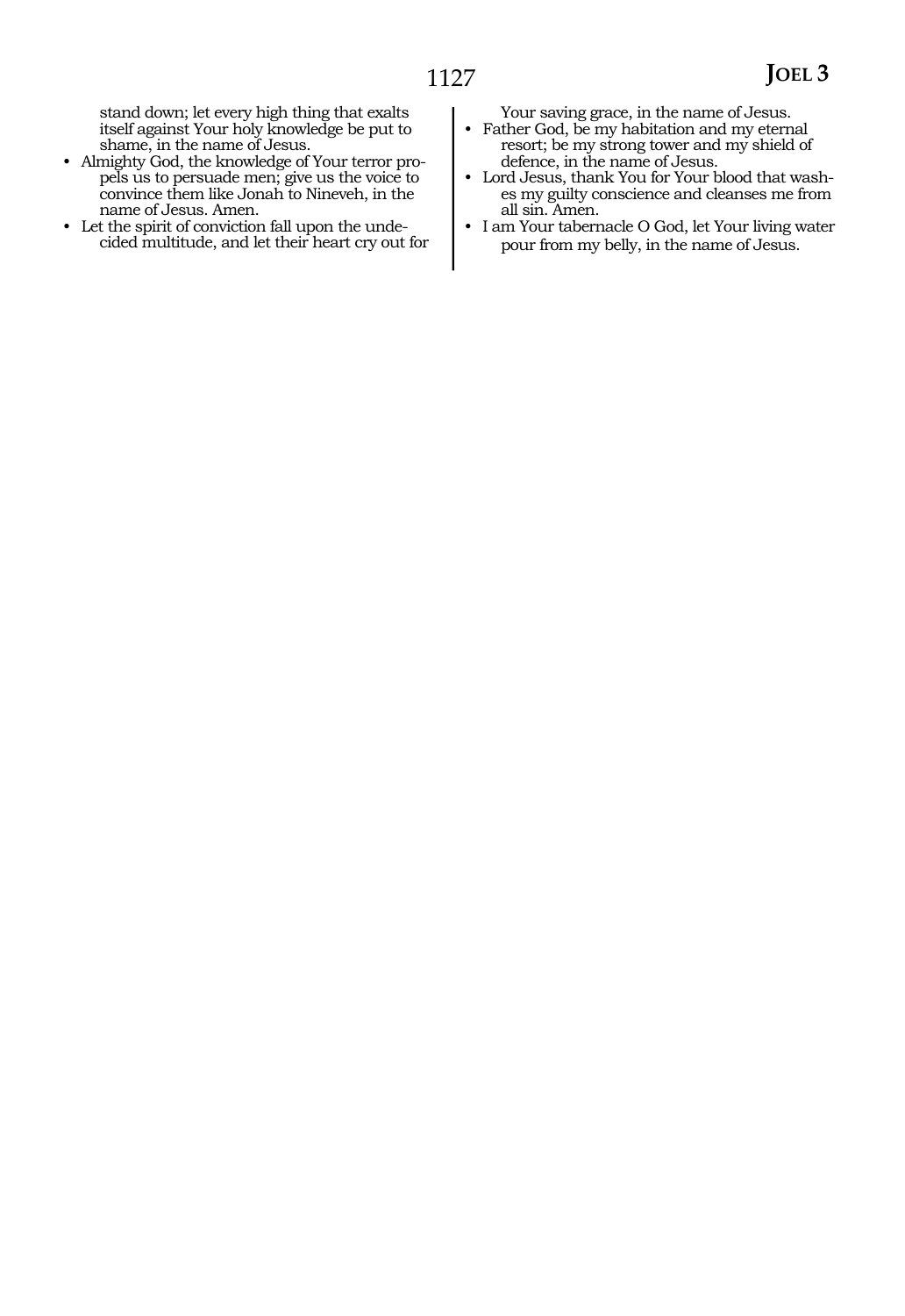stand down; let every high thing that exalts itself against Your holy knowledge be put to shame, in the name of Jesus.

- Almighty God, the knowledge of Your terror propels us to persuade men; give us the voice to convince them like Jonah to Nineveh, in the name of Jesus. Amen.
- Let the spirit of conviction fall upon the undecided multitude, and let their heart cry out for Your saving grace, in the name of Jesus.
- Father God, be my habitation and my eternal resort; be my strong tower and my shield of defence, in the name of Jesus.
- Lord Jesus, thank You for Your blood that washes my guilty conscience and cleanses me from all sin. Amen.
- I am Your tabernacle O God, let Your living water pour from my belly, in the name of Jesus.